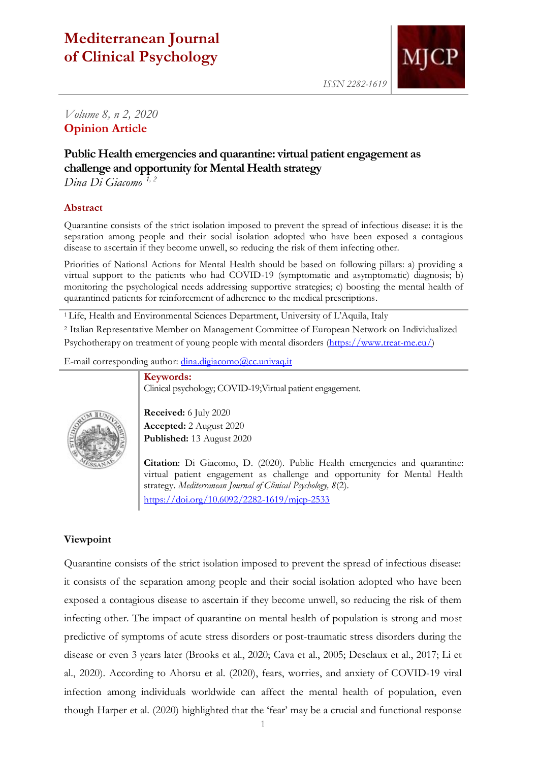# Mediterranean Journal of Clinical Psychology

ISSN 2282-1619

*Volume 8, n 2, 2020*

**Opinion Article**

## Public Health emergencies and quarantine: virtual patient engagement as challenge and opportunity for Mental Health strategy

*Dina Di Giacomo* [1, 2]

### Abstract

Quarantine consists of the strict isolation imposed to prevent the spread of infectious disease: it is the separation among people and their social isolation adopted who have been exposed a contagious disease to ascertain if they become unwell, so reducing the risk of them infecting other.

Priorities of National Actions for Mental Health should be based on following pillars: a) providing a virtual support to the patients who had COVID-19 (symptomatic and asymptomatic) diagnosis; b) monitoring the psychological needs addressing supportive strategies; c) boosting the mental health of quarantined patients for reinforcement of adherence to the medical prescriptions.

[1] Life, Health and Environmental Sciences Department, University of L'Aquila, Italy

[2] Italian Representative Member on Management Committee of European Network on Individualized Psychotherapy on treatment of young people with mental disorders (https://www.treat-me.eu/)

E-mail corresponding author: dina.digiacomo@cc.univaq.it

**Keywords:**
Clinical psychology; COVID-19;Virtual patient engagement.

**Received:** 6 July 2020
**Accepted:** 2 August 2020
**Published:** 13 August 2020

**Citation**: Di Giacomo, D. (2020). Public Health emergencies and quarantine: virtual patient engagement as challenge and opportunity for Mental Health strategy. *Mediterranean Journal of Clinical Psychology, 8*(2).
https://doi.org/10.6092/2282-1619/mjcp-2533

### Viewpoint

Quarantine consists of the strict isolation imposed to prevent the spread of infectious disease: it consists of the separation among people and their social isolation adopted who have been exposed a contagious disease to ascertain if they become unwell, so reducing the risk of them infecting other. The impact of quarantine on mental health of population is strong and most predictive of symptoms of acute stress disorders or post-traumatic stress disorders during the disease or even 3 years later (Brooks et al., 2020; Cava et al., 2005; Desclaux et al., 2017; Li et al., 2020). According to Ahorsu et al. (2020), fears, worries, and anxiety of COVID-19 viral infection among individuals worldwide can affect the mental health of population, even though Harper et al. (2020) highlighted that the 'fear' may be a crucial and functional response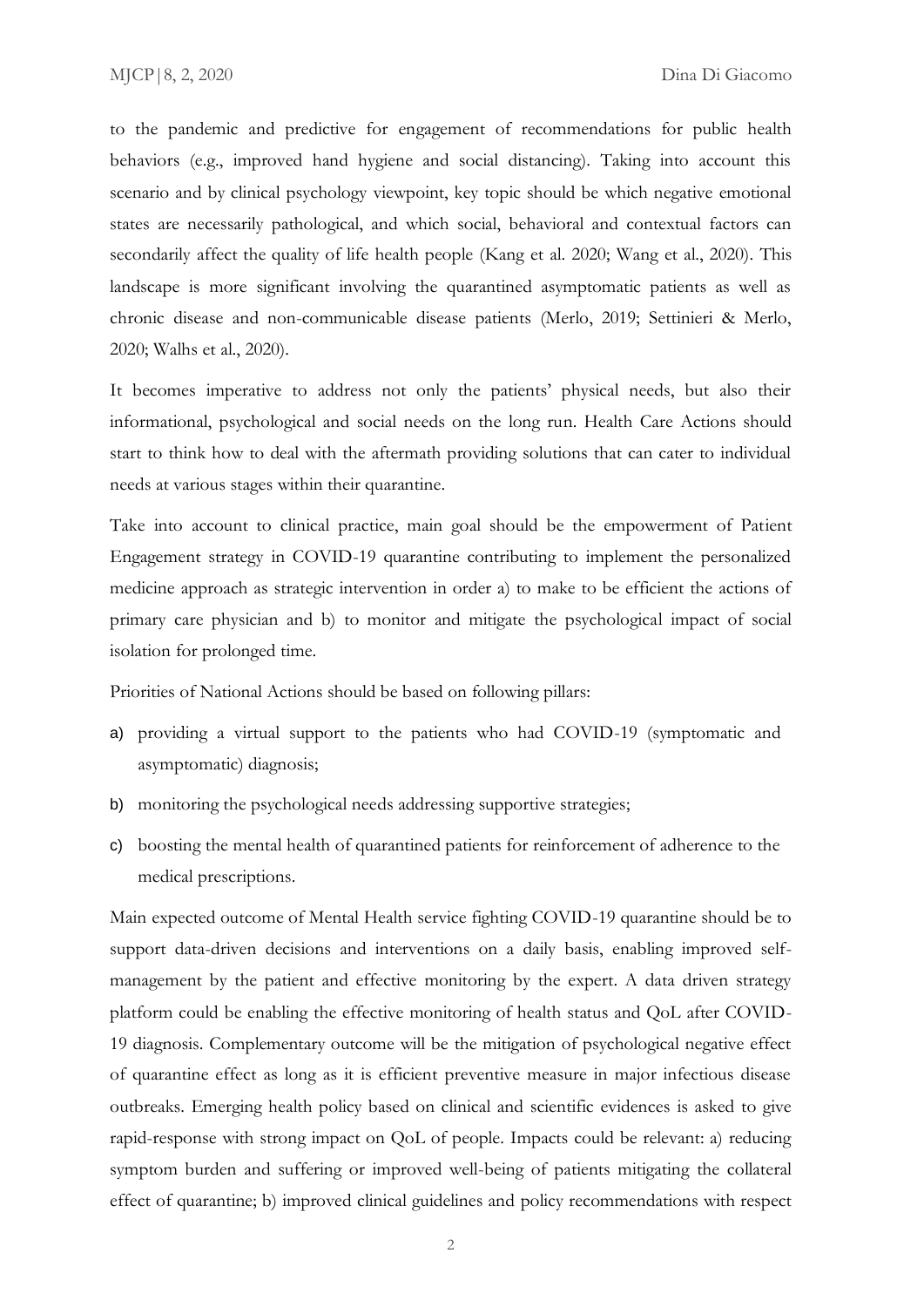to the pandemic and predictive for engagement of recommendations for public health behaviors (e.g., improved hand hygiene and social distancing). Taking into account this scenario and by clinical psychology viewpoint, key topic should be which negative emotional states are necessarily pathological, and which social, behavioral and contextual factors can secondarily affect the quality of life health people (Kang et al. 2020; Wang et al., 2020). This landscape is more significant involving the quarantined asymptomatic patients as well as chronic disease and non-communicable disease patients (Merlo, 2019; Settinieri & Merlo, 2020; Walhs et al., 2020).

It becomes imperative to address not only the patients' physical needs, but also their informational, psychological and social needs on the long run. Health Care Actions should start to think how to deal with the aftermath providing solutions that can cater to individual needs at various stages within their quarantine.

Take into account to clinical practice, main goal should be the empowerment of Patient Engagement strategy in COVID-19 quarantine contributing to implement the personalized medicine approach as strategic intervention in order a) to make to be efficient the actions of primary care physician and b) to monitor and mitigate the psychological impact of social isolation for prolonged time.

Priorities of National Actions should be based on following pillars:

a) providing a virtual support to the patients who had COVID-19 (symptomatic and asymptomatic) diagnosis;
b) monitoring the psychological needs addressing supportive strategies;
c) boosting the mental health of quarantined patients for reinforcement of adherence to the medical prescriptions.

Main expected outcome of Mental Health service fighting COVID-19 quarantine should be to support data-driven decisions and interventions on a daily basis, enabling improved self-management by the patient and effective monitoring by the expert. A data driven strategy platform could be enabling the effective monitoring of health status and QoL after COVID-19 diagnosis. Complementary outcome will be the mitigation of psychological negative effect of quarantine effect as long as it is efficient preventive measure in major infectious disease outbreaks. Emerging health policy based on clinical and scientific evidences is asked to give rapid-response with strong impact on QoL of people. Impacts could be relevant: a) reducing symptom burden and suffering or improved well-being of patients mitigating the collateral effect of quarantine; b) improved clinical guidelines and policy recommendations with respect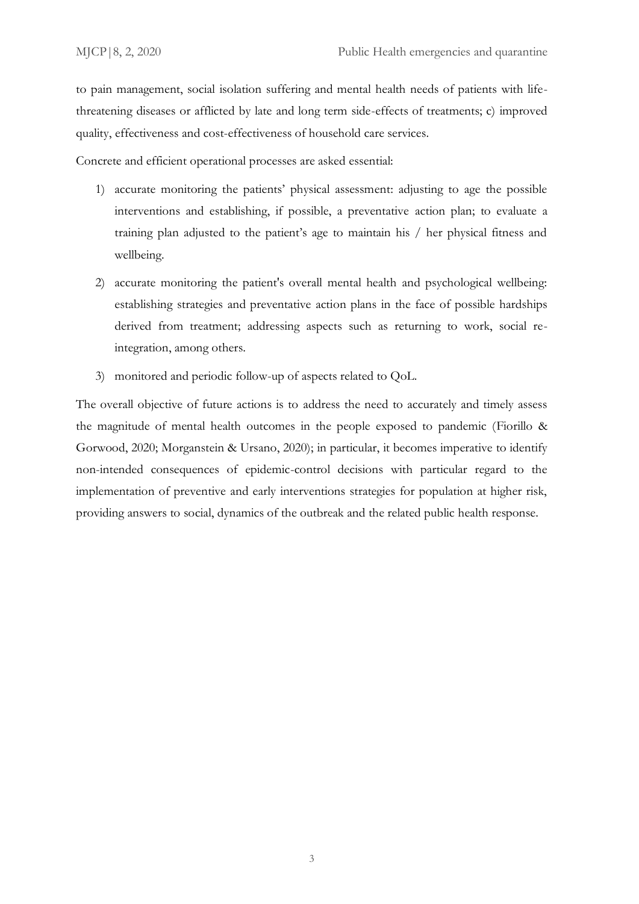to pain management, social isolation suffering and mental health needs of patients with life-threatening diseases or afflicted by late and long term side-effects of treatments; c) improved quality, effectiveness and cost-effectiveness of household care services.

Concrete and efficient operational processes are asked essential:

1) accurate monitoring the patients' physical assessment: adjusting to age the possible interventions and establishing, if possible, a preventative action plan; to evaluate a training plan adjusted to the patient's age to maintain his / her physical fitness and wellbeing.
2) accurate monitoring the patient's overall mental health and psychological wellbeing: establishing strategies and preventative action plans in the face of possible hardships derived from treatment; addressing aspects such as returning to work, social re-integration, among others.
3) monitored and periodic follow-up of aspects related to QoL.

The overall objective of future actions is to address the need to accurately and timely assess the magnitude of mental health outcomes in the people exposed to pandemic (Fiorillo & Gorwood, 2020; Morganstein & Ursano, 2020); in particular, it becomes imperative to identify non-intended consequences of epidemic-control decisions with particular regard to the implementation of preventive and early interventions strategies for population at higher risk, providing answers to social, dynamics of the outbreak and the related public health response.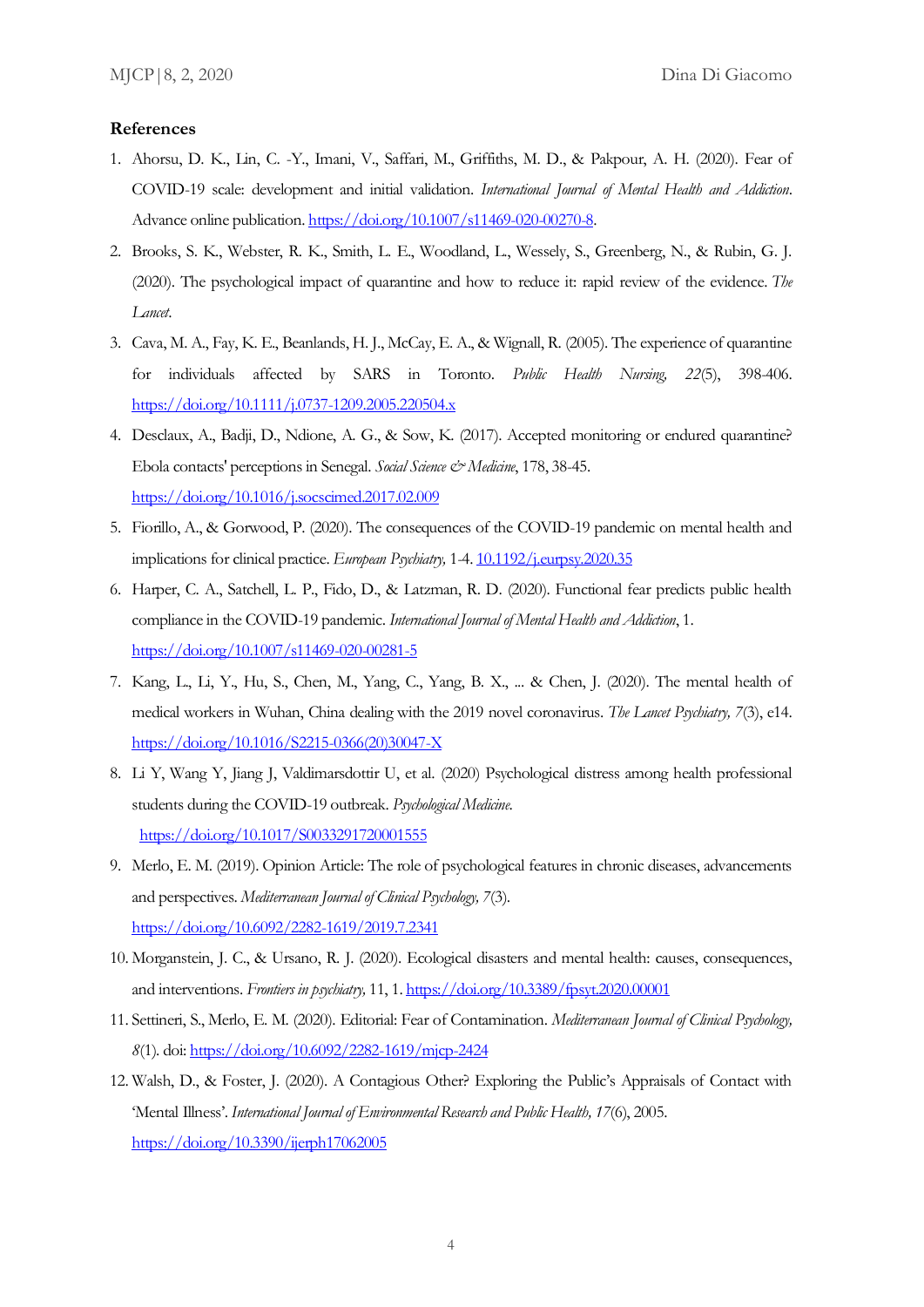**References**

1. Ahorsu, D. K., Lin, C. -Y., Imani, V., Saffari, M., Griffiths, M. D., & Pakpour, A. H. (2020). Fear of COVID-19 scale: development and initial validation. *International Journal of Mental Health and Addiction*. Advance online publication. https://doi.org/10.1007/s11469-020-00270-8.
2. Brooks, S. K., Webster, R. K., Smith, L. E., Woodland, L., Wessely, S., Greenberg, N., & Rubin, G. J. (2020). The psychological impact of quarantine and how to reduce it: rapid review of the evidence. *The Lancet*.
3. Cava, M. A., Fay, K. E., Beanlands, H. J., McCay, E. A., & Wignall, R. (2005). The experience of quarantine for individuals affected by SARS in Toronto. *Public Health Nursing, 22*(5), 398-406. https://doi.org/10.1111/j.0737-1209.2005.220504.x
4. Desclaux, A., Badji, D., Ndione, A. G., & Sow, K. (2017). Accepted monitoring or endured quarantine? Ebola contacts' perceptions in Senegal. *Social Science & Medicine*, 178, 38-45. https://doi.org/10.1016/j.socscimed.2017.02.009
5. Fiorillo, A., & Gorwood, P. (2020). The consequences of the COVID-19 pandemic on mental health and implications for clinical practice. *European Psychiatry,* 1-4. 10.1192/j.eurpsy.2020.35
6. Harper, C. A., Satchell, L. P., Fido, D., & Latzman, R. D. (2020). Functional fear predicts public health compliance in the COVID-19 pandemic. *International Journal of Mental Health and Addiction*, 1. https://doi.org/10.1007/s11469-020-00281-5
7. Kang, L., Li, Y., Hu, S., Chen, M., Yang, C., Yang, B. X., ... & Chen, J. (2020). The mental health of medical workers in Wuhan, China dealing with the 2019 novel coronavirus. *The Lancet Psychiatry, 7*(3), e14. https://doi.org/10.1016/S2215-0366(20)30047-X
8. Li Y, Wang Y, Jiang J, Valdimarsdottir U, et al. (2020) Psychological distress among health professional students during the COVID-19 outbreak. *Psychological Medicine.* https://doi.org/10.1017/S0033291720001555
9. Merlo, E. M. (2019). Opinion Article: The role of psychological features in chronic diseases, advancements and perspectives. *Mediterranean Journal of Clinical Psychology, 7*(3). https://doi.org/10.6092/2282-1619/2019.7.2341
10. Morganstein, J. C., & Ursano, R. J. (2020). Ecological disasters and mental health: causes, consequences, and interventions. *Frontiers in psychiatry,* 11, 1. https://doi.org/10.3389/fpsyt.2020.00001
11. Settineri, S., Merlo, E. M. (2020). Editorial: Fear of Contamination. *Mediterranean Journal of Clinical Psychology, 8*(1). doi: https://doi.org/10.6092/2282-1619/mjcp-2424
12. Walsh, D., & Foster, J. (2020). A Contagious Other? Exploring the Public's Appraisals of Contact with 'Mental Illness'. *International Journal of Environmental Research and Public Health, 17*(6), 2005. https://doi.org/10.3390/ijerph17062005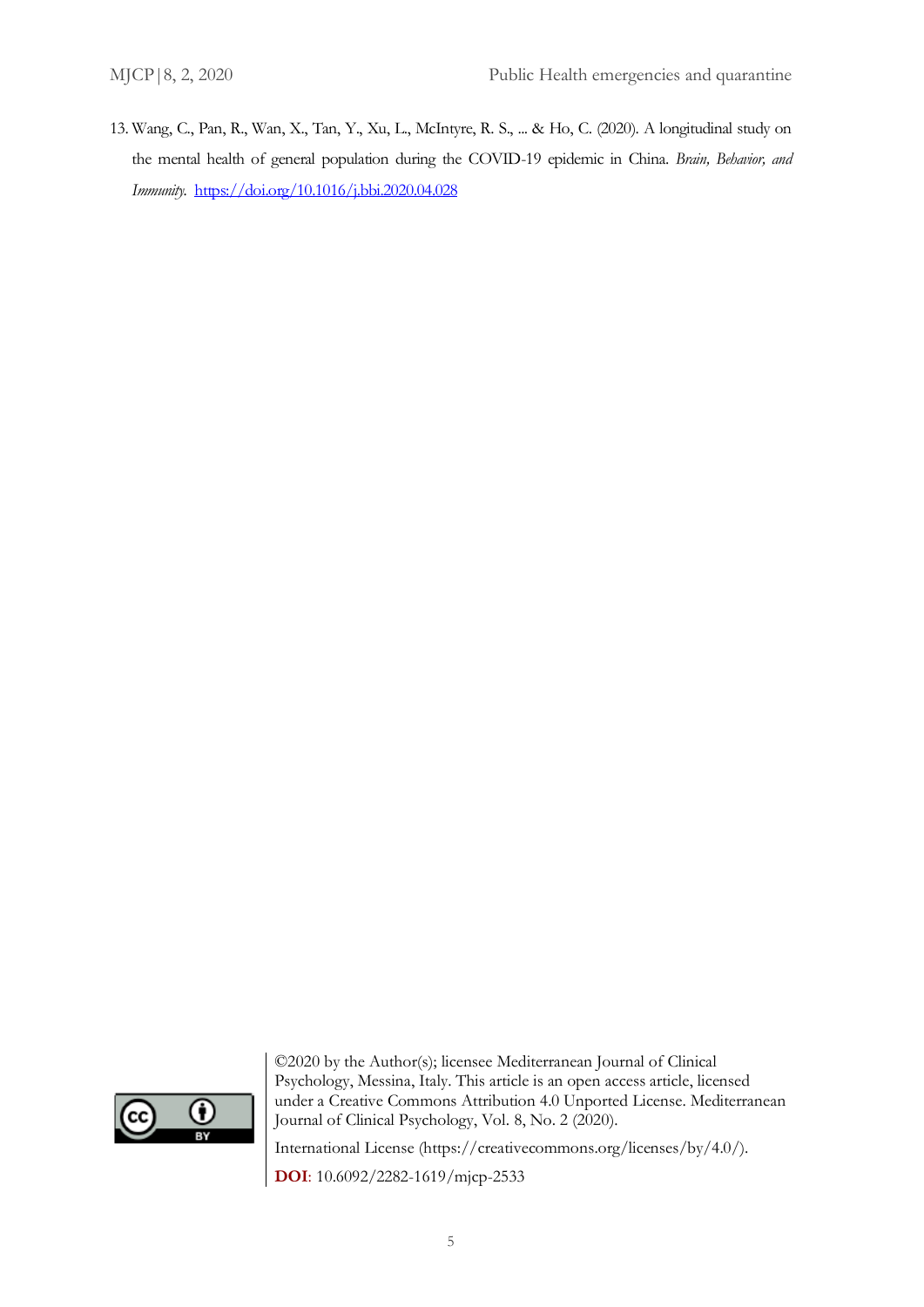13. Wang, C., Pan, R., Wan, X., Tan, Y., Xu, L., McIntyre, R. S., ... & Ho, C. (2020). A longitudinal study on the mental health of general population during the COVID-19 epidemic in China. *Brain, Behavior, and Immunity*. https://doi.org/10.1016/j.bbi.2020.04.028

©2020 by the Author(s); licensee Mediterranean Journal of Clinical Psychology, Messina, Italy. This article is an open access article, licensed under a Creative Commons Attribution 4.0 Unported License. Mediterranean Journal of Clinical Psychology, Vol. 8, No. 2 (2020).

International License (https://creativecommons.org/licenses/by/4.0/).

**DOI**: 10.6092/2282-1619/mjcp-2533